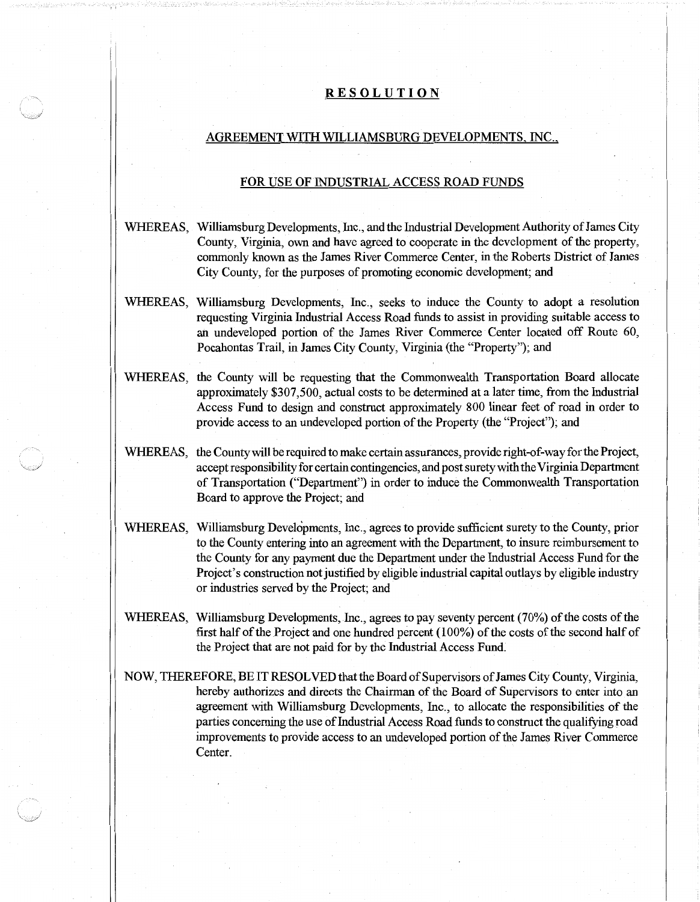# RESOLUTION

## AGREEMENT WITH WILLIAMSBURG DEVELOPMENTS, INC.,

## FOR USE OF INDUSTRIAL ACCESS ROAD FUNDS

WHEREAS, Williamsburg Developments, Inc., and the Industrial Development Authority of James City County, Virginia, own and have agreed to cooperate in the development of the property, commonly known as the James River Commerce Center, in the Roberts District of James City County, for the purposes of promoting economic development; and

WHEREAS, Williamsburg Developments, Inc., seeks to induce the County to adopt a resolution requesting Virginia Industrial Access Road funds to assist in providing suitable access to an undeveloped portion of the James River Commerce Center located off Route 60, Pocahontas Trail, in James City County, Virginia (the "Property"); and

WHEREAS, the County will be requesting that the Commonwealth Transportation Board allocate approximately $307,500, actual costs to be determined at a later time, from the Industrial Access Fund to design and construct approximately 800 linear feet of road in order to provide access to an undeveloped portion of the Property (the "Project"); and

WHEREAS, the County will be required to make certain assurances, provide right-of-way for the Project, accept responsibility for certain contingencies, and post surety with the Virginia Department of Transportation ("Department") in order to induce the Commonwealth Transportation Board to approve the Project; and

WHEREAS, Williamsburg Developments, Inc., agrees to provide sufficient surety to the County, prior to the County entering into an agreement with the Department, to insure reimbursement to the County for any payment due the Department under the Industrial Access Fund for the Project's construction not justified by eligible industrial capital outlays by eligible industry or industries served by the Project; and

WHEREAS, Williamsburg Developments, Inc., agrees to pay seventy percent (70%) of the costs of the first half of the Project and one hundred percent (100%) of the costs of the second half of the Project that are not paid for by the Industrial Access Fund.

NOW, THEREFORE, BE IT RESOLVED that the Board of Supervisors of James City County, Virginia, hereby authorizes and directs the Chairman of the Board of Supervisors to enter into an agreement with Williamsburg Developments, Inc., to allocate the responsibilities of the parties concerning the use of Industrial Access Road funds to construct the qualifying road improvements to provide access to an undeveloped portion of the James River Commerce Center.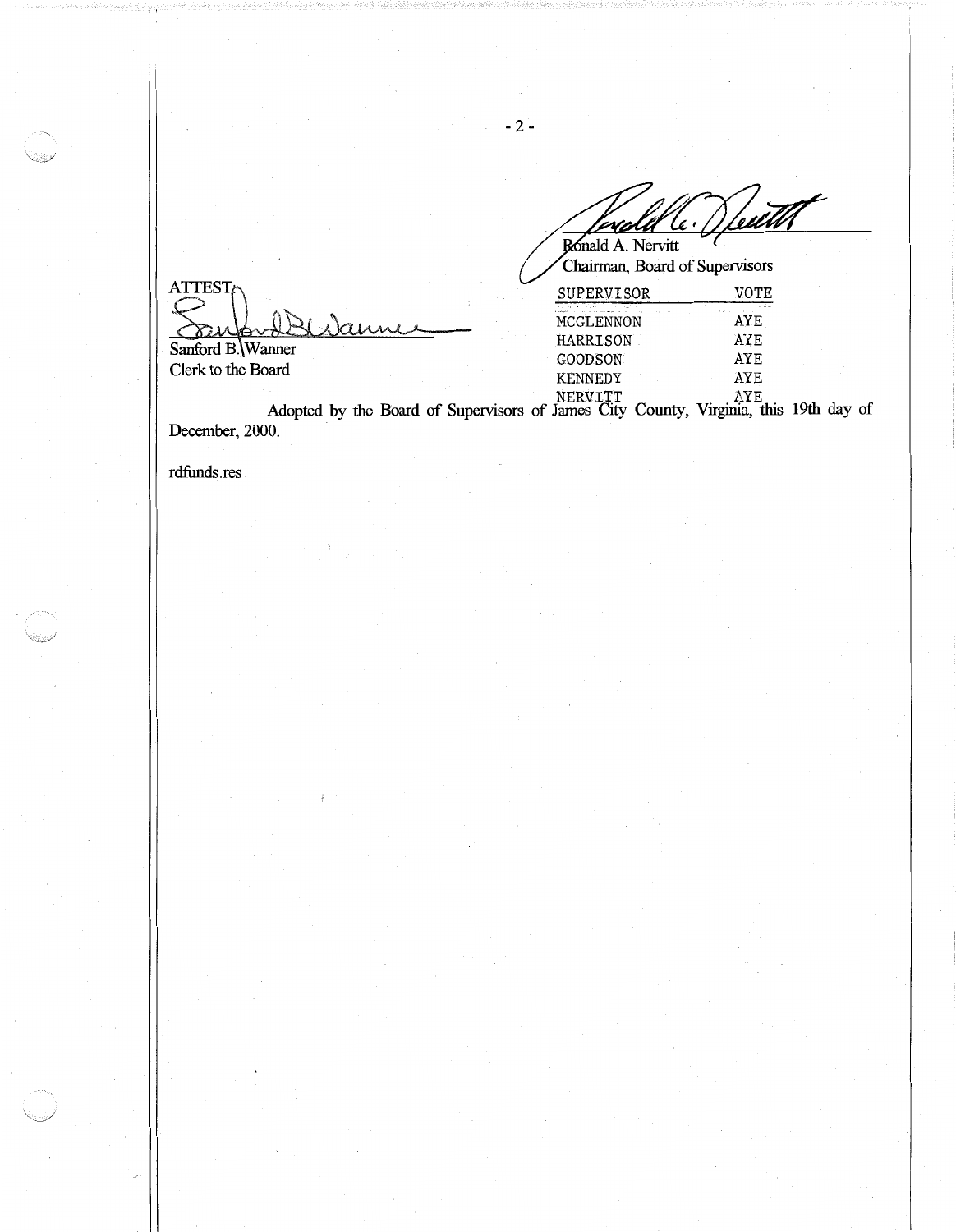Ronald A. Nervitt
Chairman, Board of Supervisors

ATTEST:

Sanford B. Wanner
Clerk to the Board

| SUPERVISOR | VOTE |
| --- | --- |
| MCGLENNON | AYE |
| HARRISON | AYE |
| GOODSON | AYE |
| KENNEDY | AYE |
| NERVITT | AYE |

Adopted by the Board of Supervisors of James City County, Virginia, this 19th day of December, 2000.

rdfunds.res